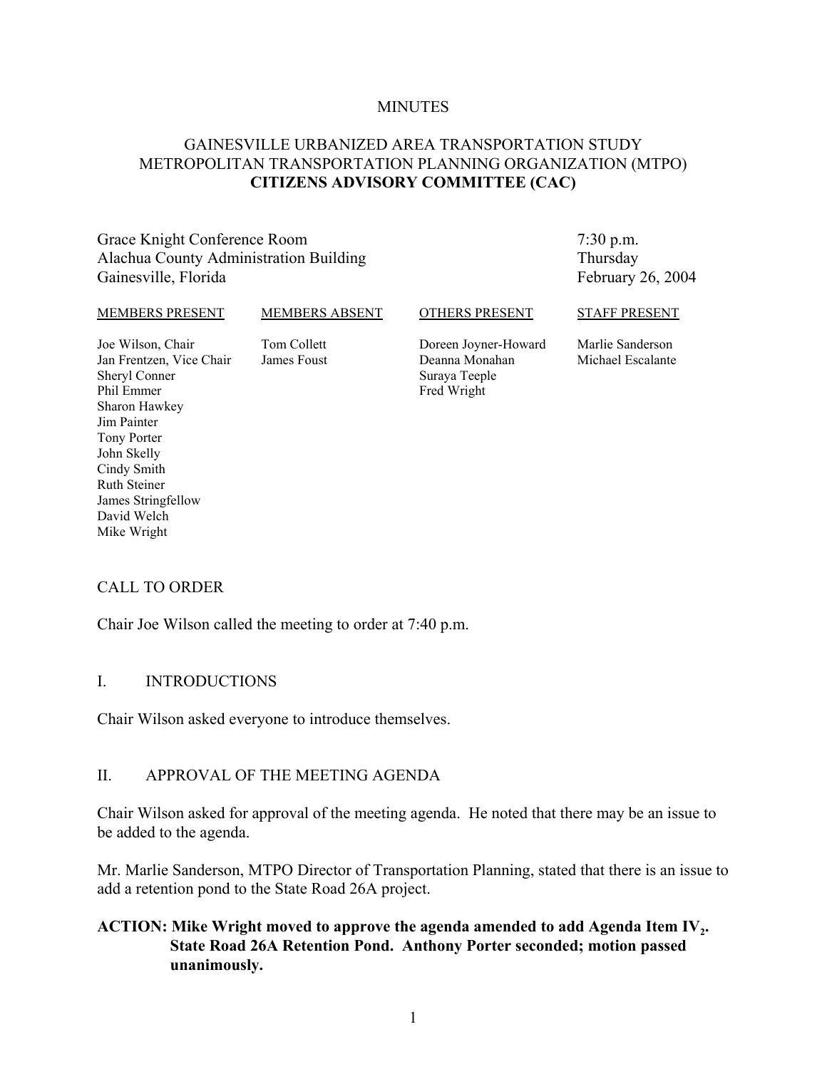MINUTES

# GAINESVILLE URBANIZED AREA TRANSPORTATION STUDY
# METROPOLITAN TRANSPORTATION PLANNING ORGANIZATION (MTPO)
# CITIZENS ADVISORY COMMITTEE (CAC)

Grace Knight Conference Room
Alachua County Administration Building
Gainesville, Florida

7:30 p.m.
Thursday
February 26, 2004

| MEMBERS PRESENT | MEMBERS ABSENT | OTHERS PRESENT | STAFF PRESENT |
|---|---|---|---|
| Joe Wilson, Chair | Tom Collett | Doreen Joyner-Howard | Marlie Sanderson |
| Jan Frentzen, Vice Chair | James Foust | Deanna Monahan | Michael Escalante |
| Sheryl Conner | | Suraya Teeple | |
| Phil Emmer | | Fred Wright | |
| Sharon Hawkey | | | |
| Jim Painter | | | |
| Tony Porter | | | |
| John Skelly | | | |
| Cindy Smith | | | |
| Ruth Steiner | | | |
| James Stringfellow | | | |
| David Welch | | | |
| Mike Wright | | | |

## CALL TO ORDER

Chair Joe Wilson called the meeting to order at 7:40 p.m.

## I. INTRODUCTIONS

Chair Wilson asked everyone to introduce themselves.

## II. APPROVAL OF THE MEETING AGENDA

Chair Wilson asked for approval of the meeting agenda. He noted that there may be an issue to be added to the agenda.

Mr. Marlie Sanderson, MTPO Director of Transportation Planning, stated that there is an issue to add a retention pond to the State Road 26A project.

**ACTION: Mike Wright moved to approve the agenda amended to add Agenda Item IV$_2$. State Road 26A Retention Pond. Anthony Porter seconded; motion passed unanimously.**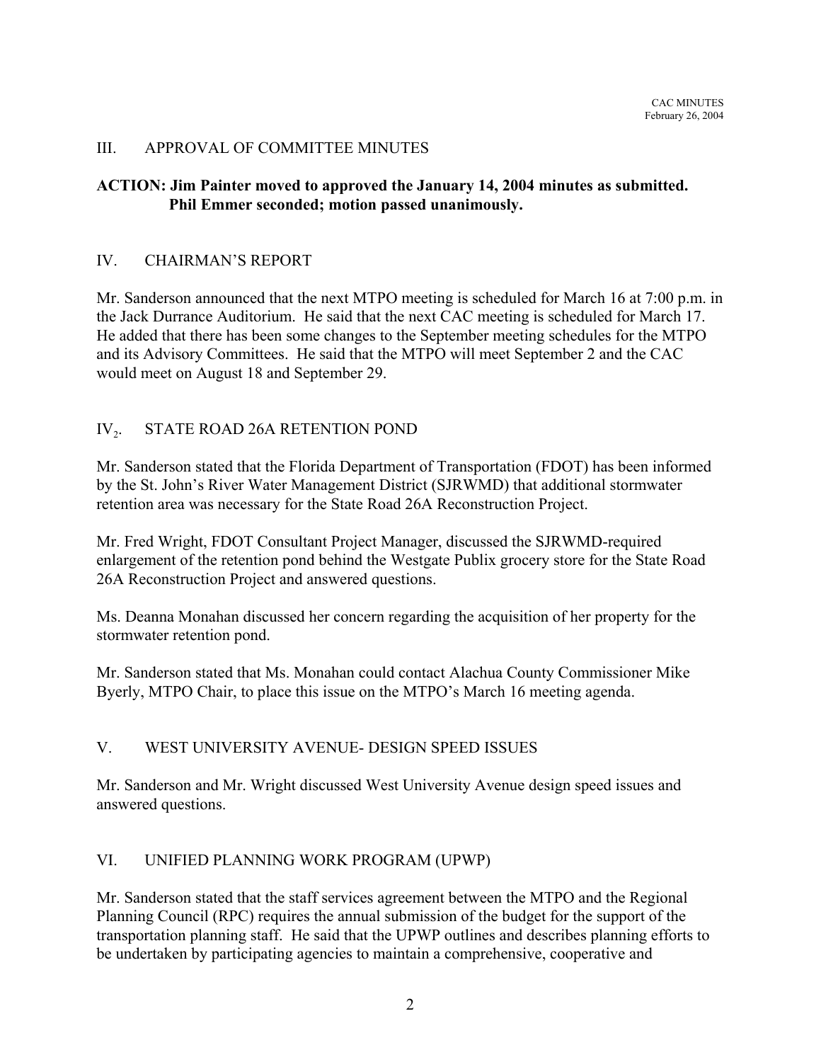## III. APPROVAL OF COMMITTEE MINUTES

**ACTION: Jim Painter moved to approved the January 14, 2004 minutes as submitted. Phil Emmer seconded; motion passed unanimously.**

## IV. CHAIRMAN'S REPORT

Mr. Sanderson announced that the next MTPO meeting is scheduled for March 16 at 7:00 p.m. in the Jack Durrance Auditorium. He said that the next CAC meeting is scheduled for March 17. He added that there has been some changes to the September meeting schedules for the MTPO and its Advisory Committees. He said that the MTPO will meet September 2 and the CAC would meet on August 18 and September 29.

## $IV_2$. STATE ROAD 26A RETENTION POND

Mr. Sanderson stated that the Florida Department of Transportation (FDOT) has been informed by the St. John's River Water Management District (SJRWMD) that additional stormwater retention area was necessary for the State Road 26A Reconstruction Project.

Mr. Fred Wright, FDOT Consultant Project Manager, discussed the SJRWMD-required enlargement of the retention pond behind the Westgate Publix grocery store for the State Road 26A Reconstruction Project and answered questions.

Ms. Deanna Monahan discussed her concern regarding the acquisition of her property for the stormwater retention pond.

Mr. Sanderson stated that Ms. Monahan could contact Alachua County Commissioner Mike Byerly, MTPO Chair, to place this issue on the MTPO's March 16 meeting agenda.

## V. WEST UNIVERSITY AVENUE- DESIGN SPEED ISSUES

Mr. Sanderson and Mr. Wright discussed West University Avenue design speed issues and answered questions.

## VI. UNIFIED PLANNING WORK PROGRAM (UPWP)

Mr. Sanderson stated that the staff services agreement between the MTPO and the Regional Planning Council (RPC) requires the annual submission of the budget for the support of the transportation planning staff. He said that the UPWP outlines and describes planning efforts to be undertaken by participating agencies to maintain a comprehensive, cooperative and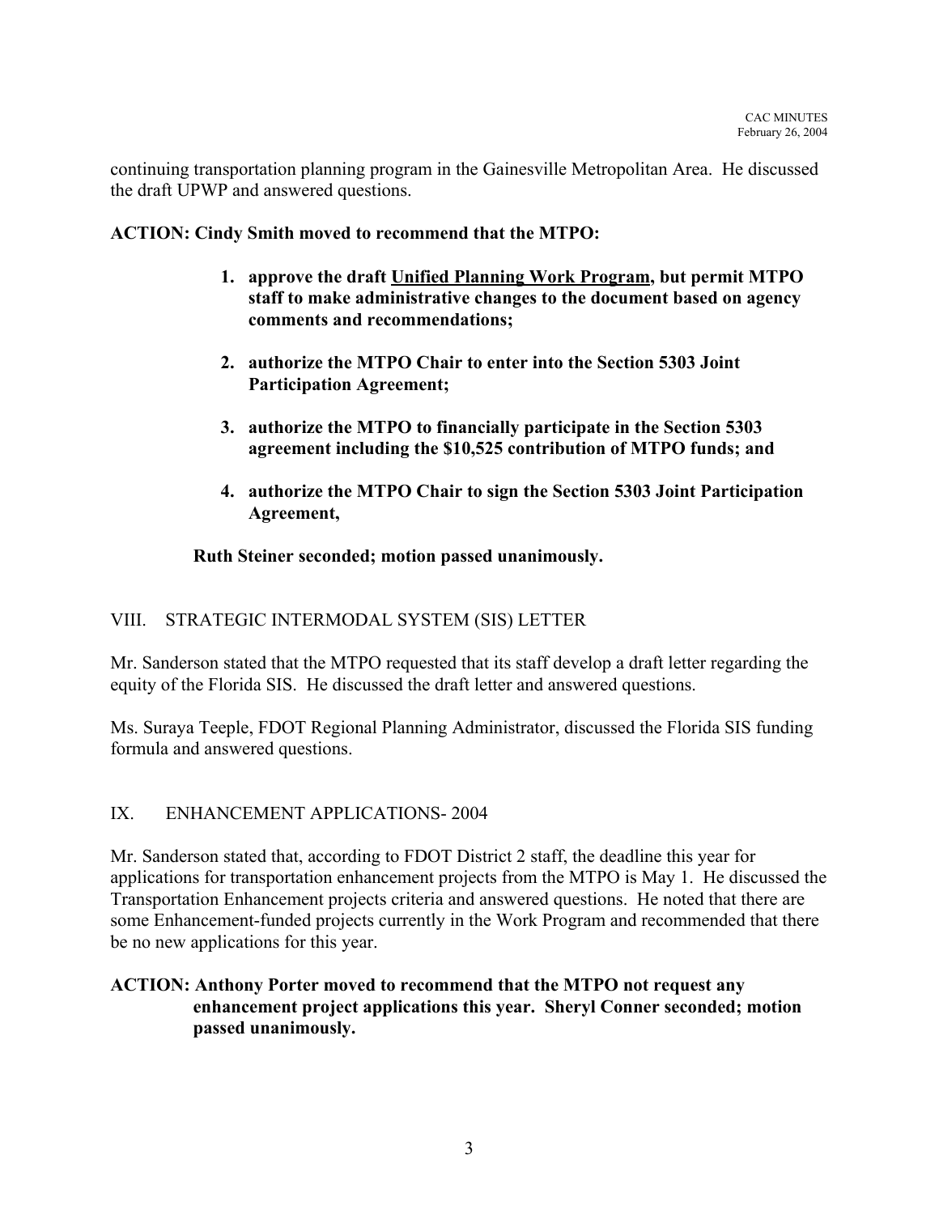continuing transportation planning program in the Gainesville Metropolitan Area. He discussed the draft UPWP and answered questions.

**ACTION: Cindy Smith moved to recommend that the MTPO:**

1. **approve the draft <u>Unified Planning Work Program</u>, but permit MTPO staff to make administrative changes to the document based on agency comments and recommendations;**
2. **authorize the MTPO Chair to enter into the Section 5303 Joint Participation Agreement;**
3. **authorize the MTPO to financially participate in the Section 5303 agreement including the $10,525 contribution of MTPO funds; and**
4. **authorize the MTPO Chair to sign the Section 5303 Joint Participation Agreement,**

**Ruth Steiner seconded; motion passed unanimously.**

## VIII. STRATEGIC INTERMODAL SYSTEM (SIS) LETTER

Mr. Sanderson stated that the MTPO requested that its staff develop a draft letter regarding the equity of the Florida SIS. He discussed the draft letter and answered questions.

Ms. Suraya Teeple, FDOT Regional Planning Administrator, discussed the Florida SIS funding formula and answered questions.

## IX. ENHANCEMENT APPLICATIONS- 2004

Mr. Sanderson stated that, according to FDOT District 2 staff, the deadline this year for applications for transportation enhancement projects from the MTPO is May 1. He discussed the Transportation Enhancement projects criteria and answered questions. He noted that there are some Enhancement-funded projects currently in the Work Program and recommended that there be no new applications for this year.

**ACTION: Anthony Porter moved to recommend that the MTPO not request any enhancement project applications this year. Sheryl Conner seconded; motion passed unanimously.**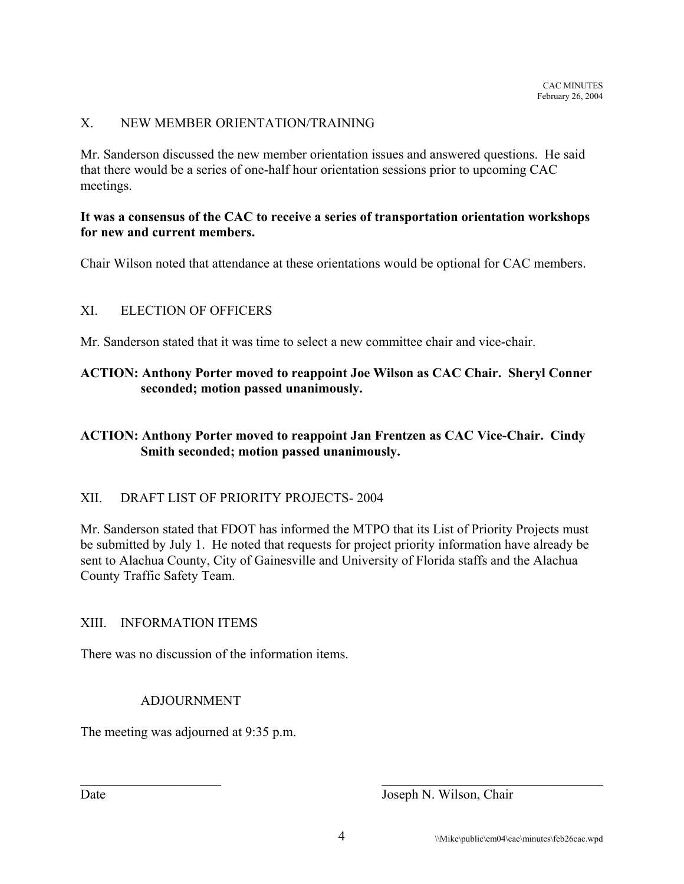## X. NEW MEMBER ORIENTATION/TRAINING

Mr. Sanderson discussed the new member orientation issues and answered questions. He said that there would be a series of one-half hour orientation sessions prior to upcoming CAC meetings.

**It was a consensus of the CAC to receive a series of transportation orientation workshops for new and current members.**

Chair Wilson noted that attendance at these orientations would be optional for CAC members.

## XI. ELECTION OF OFFICERS

Mr. Sanderson stated that it was time to select a new committee chair and vice-chair.

**ACTION: Anthony Porter moved to reappoint Joe Wilson as CAC Chair. Sheryl Conner seconded; motion passed unanimously.**

**ACTION: Anthony Porter moved to reappoint Jan Frentzen as CAC Vice-Chair. Cindy Smith seconded; motion passed unanimously.**

## XII. DRAFT LIST OF PRIORITY PROJECTS- 2004

Mr. Sanderson stated that FDOT has informed the MTPO that its List of Priority Projects must be submitted by July 1. He noted that requests for project priority information have already be sent to Alachua County, City of Gainesville and University of Florida staffs and the Alachua County Traffic Safety Team.

## XIII. INFORMATION ITEMS

There was no discussion of the information items.

## ADJOURNMENT

The meeting was adjourned at 9:35 p.m.

\_\_\_\_\_\_\_\_\_\_\_\_\_\_\_\_\_\_\_\_\_\_ \_\_\_\_\_\_\_\_\_\_\_\_\_\_\_\_\_\_\_\_\_\_\_\_\_\_\_\_\_\_\_\_\_\_

Date Joseph N. Wilson, Chair

\\Mike\public\em04\cac\minutes\feb26cac.wpd